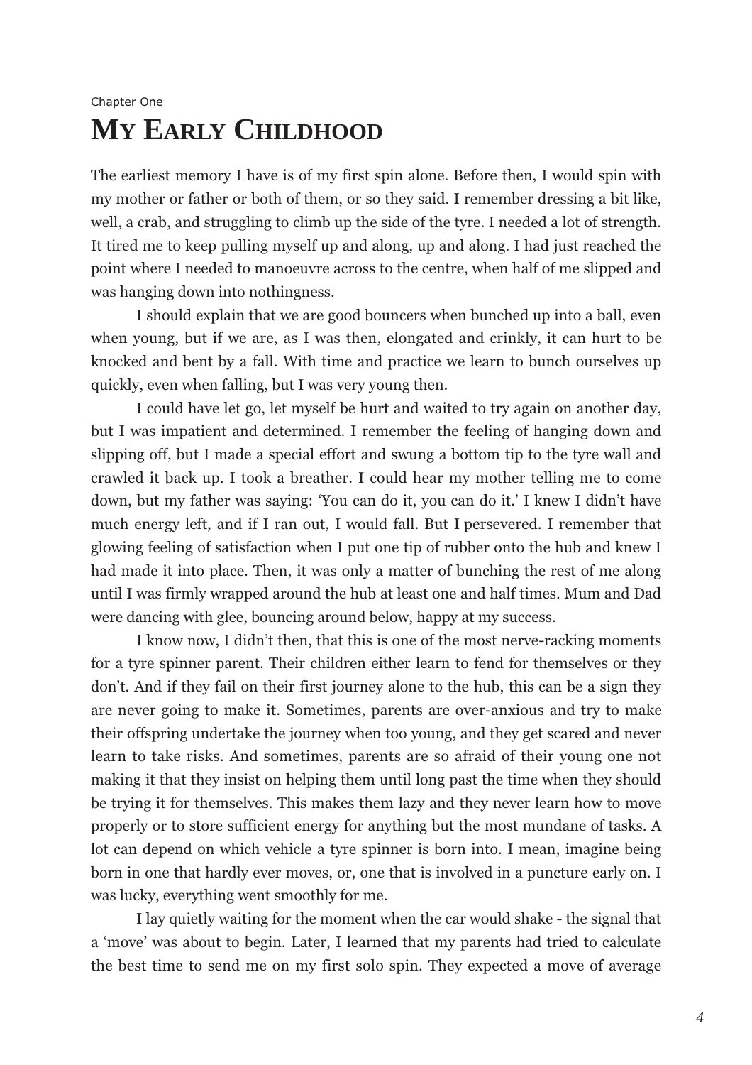Chapter One

# My Early Childhood

The earliest memory I have is of my first spin alone. Before then, I would spin with my mother or father or both of them, or so they said. I remember dressing a bit like, well, a crab, and struggling to climb up the side of the tyre. I needed a lot of strength. It tired me to keep pulling myself up and along, up and along. I had just reached the point where I needed to manoeuvre across to the centre, when half of me slipped and was hanging down into nothingness.

I should explain that we are good bouncers when bunched up into a ball, even when young, but if we are, as I was then, elongated and crinkly, it can hurt to be knocked and bent by a fall. With time and practice we learn to bunch ourselves up quickly, even when falling, but I was very young then.

I could have let go, let myself be hurt and waited to try again on another day, but I was impatient and determined. I remember the feeling of hanging down and slipping off, but I made a special effort and swung a bottom tip to the tyre wall and crawled it back up. I took a breather. I could hear my mother telling me to come down, but my father was saying: 'You can do it, you can do it.' I knew I didn't have much energy left, and if I ran out, I would fall. But I persevered. I remember that glowing feeling of satisfaction when I put one tip of rubber onto the hub and knew I had made it into place. Then, it was only a matter of bunching the rest of me along until I was firmly wrapped around the hub at least one and half times. Mum and Dad were dancing with glee, bouncing around below, happy at my success.

I know now, I didn't then, that this is one of the most nerve-racking moments for a tyre spinner parent. Their children either learn to fend for themselves or they don't. And if they fail on their first journey alone to the hub, this can be a sign they are never going to make it. Sometimes, parents are over-anxious and try to make their offspring undertake the journey when too young, and they get scared and never learn to take risks. And sometimes, parents are so afraid of their young one not making it that they insist on helping them until long past the time when they should be trying it for themselves. This makes them lazy and they never learn how to move properly or to store sufficient energy for anything but the most mundane of tasks. A lot can depend on which vehicle a tyre spinner is born into. I mean, imagine being born in one that hardly ever moves, or, one that is involved in a puncture early on. I was lucky, everything went smoothly for me.

I lay quietly waiting for the moment when the car would shake - the signal that a 'move' was about to begin. Later, I learned that my parents had tried to calculate the best time to send me on my first solo spin. They expected a move of average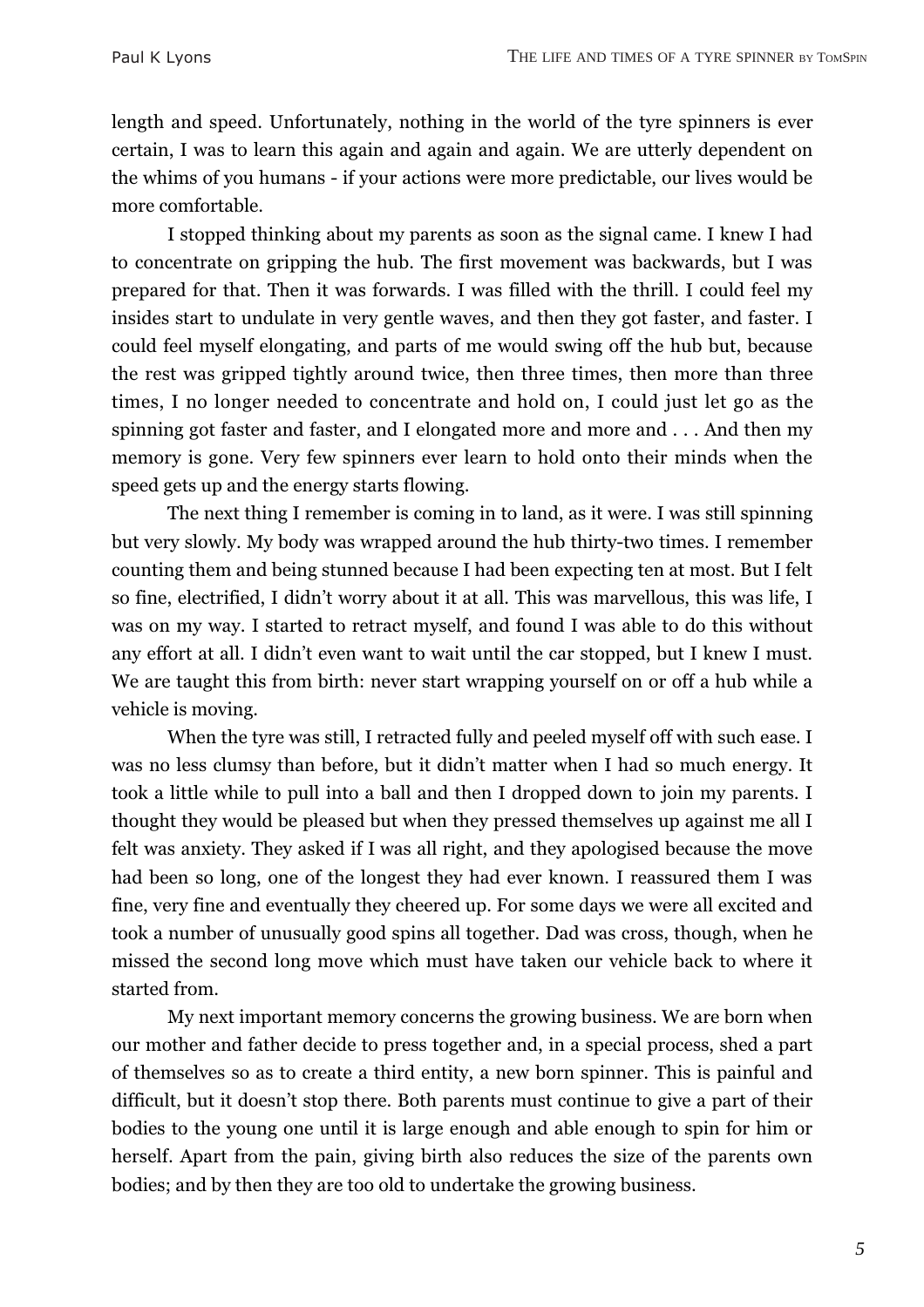length and speed. Unfortunately, nothing in the world of the tyre spinners is ever certain, I was to learn this again and again and again. We are utterly dependent on the whims of you humans - if your actions were more predictable, our lives would be more comfortable.

I stopped thinking about my parents as soon as the signal came. I knew I had to concentrate on gripping the hub. The first movement was backwards, but I was prepared for that. Then it was forwards. I was filled with the thrill. I could feel my insides start to undulate in very gentle waves, and then they got faster, and faster. I could feel myself elongating, and parts of me would swing off the hub but, because the rest was gripped tightly around twice, then three times, then more than three times, I no longer needed to concentrate and hold on, I could just let go as the spinning got faster and faster, and I elongated more and more and . . . And then my memory is gone. Very few spinners ever learn to hold onto their minds when the speed gets up and the energy starts flowing.

The next thing I remember is coming in to land, as it were. I was still spinning but very slowly. My body was wrapped around the hub thirty-two times. I remember counting them and being stunned because I had been expecting ten at most. But I felt so fine, electrified, I didn't worry about it at all. This was marvellous, this was life, I was on my way. I started to retract myself, and found I was able to do this without any effort at all. I didn't even want to wait until the car stopped, but I knew I must. We are taught this from birth: never start wrapping yourself on or off a hub while a vehicle is moving.

When the tyre was still, I retracted fully and peeled myself off with such ease. I was no less clumsy than before, but it didn't matter when I had so much energy. It took a little while to pull into a ball and then I dropped down to join my parents. I thought they would be pleased but when they pressed themselves up against me all I felt was anxiety. They asked if I was all right, and they apologised because the move had been so long, one of the longest they had ever known. I reassured them I was fine, very fine and eventually they cheered up. For some days we were all excited and took a number of unusually good spins all together. Dad was cross, though, when he missed the second long move which must have taken our vehicle back to where it started from.

My next important memory concerns the growing business. We are born when our mother and father decide to press together and, in a special process, shed a part of themselves so as to create a third entity, a new born spinner. This is painful and difficult, but it doesn't stop there. Both parents must continue to give a part of their bodies to the young one until it is large enough and able enough to spin for him or herself. Apart from the pain, giving birth also reduces the size of the parents own bodies; and by then they are too old to undertake the growing business.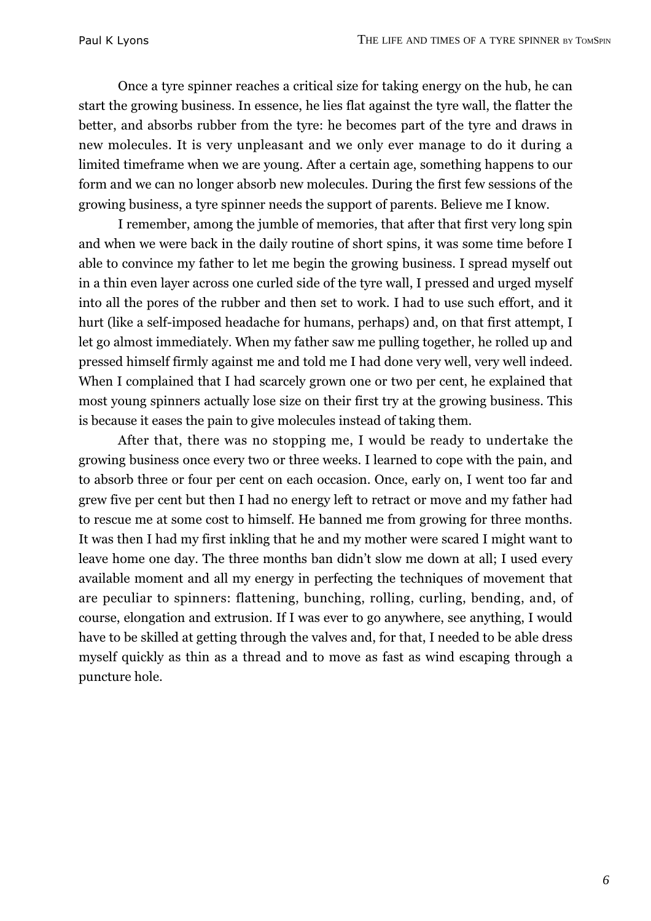Once a tyre spinner reaches a critical size for taking energy on the hub, he can start the growing business. In essence, he lies flat against the tyre wall, the flatter the better, and absorbs rubber from the tyre: he becomes part of the tyre and draws in new molecules. It is very unpleasant and we only ever manage to do it during a limited timeframe when we are young. After a certain age, something happens to our form and we can no longer absorb new molecules. During the first few sessions of the growing business, a tyre spinner needs the support of parents. Believe me I know.

I remember, among the jumble of memories, that after that first very long spin and when we were back in the daily routine of short spins, it was some time before I able to convince my father to let me begin the growing business. I spread myself out in a thin even layer across one curled side of the tyre wall, I pressed and urged myself into all the pores of the rubber and then set to work. I had to use such effort, and it hurt (like a self-imposed headache for humans, perhaps) and, on that first attempt, I let go almost immediately. When my father saw me pulling together, he rolled up and pressed himself firmly against me and told me I had done very well, very well indeed. When I complained that I had scarcely grown one or two per cent, he explained that most young spinners actually lose size on their first try at the growing business. This is because it eases the pain to give molecules instead of taking them.

After that, there was no stopping me, I would be ready to undertake the growing business once every two or three weeks. I learned to cope with the pain, and to absorb three or four per cent on each occasion. Once, early on, I went too far and grew five per cent but then I had no energy left to retract or move and my father had to rescue me at some cost to himself. He banned me from growing for three months. It was then I had my first inkling that he and my mother were scared I might want to leave home one day. The three months ban didn't slow me down at all; I used every available moment and all my energy in perfecting the techniques of movement that are peculiar to spinners: flattening, bunching, rolling, curling, bending, and, of course, elongation and extrusion. If I was ever to go anywhere, see anything, I would have to be skilled at getting through the valves and, for that, I needed to be able dress myself quickly as thin as a thread and to move as fast as wind escaping through a puncture hole.